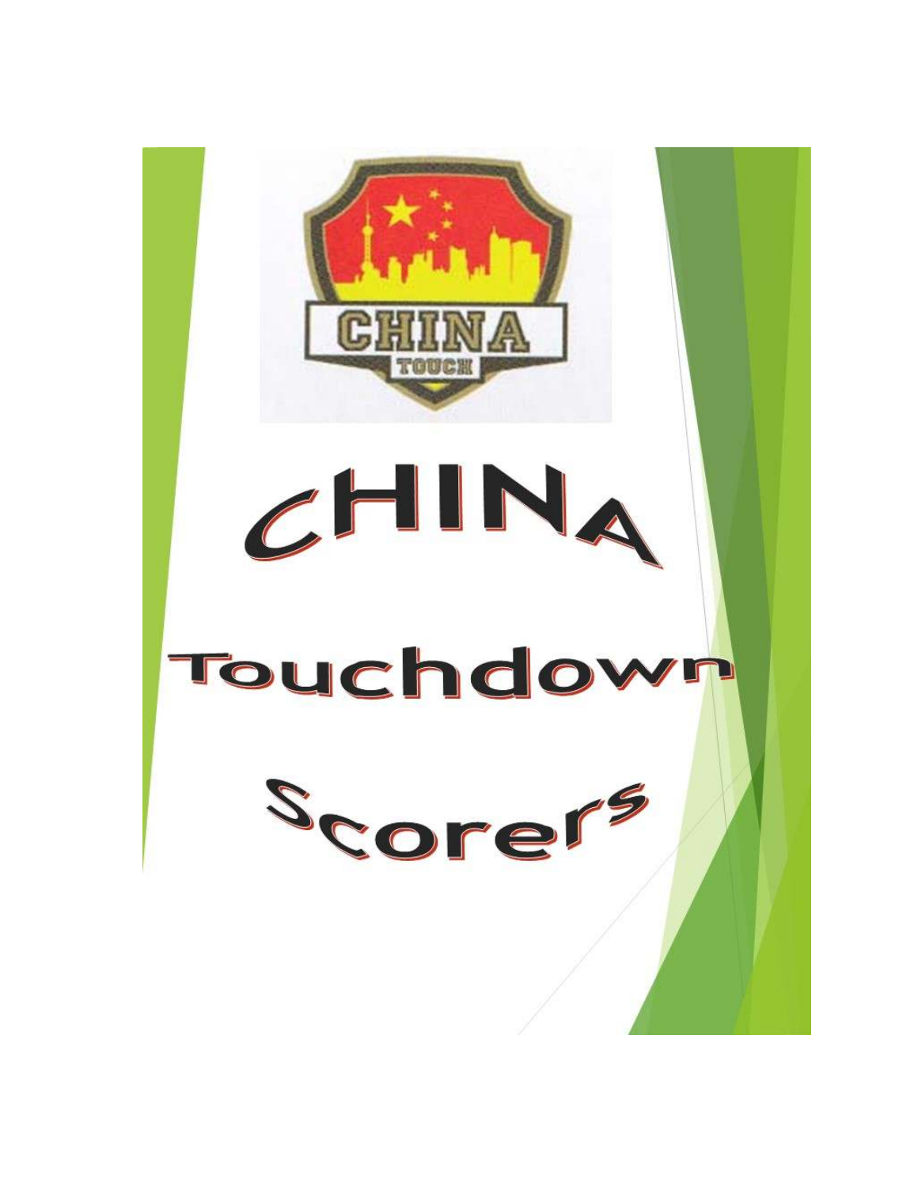# CHINA

# Touchdown

# Scorers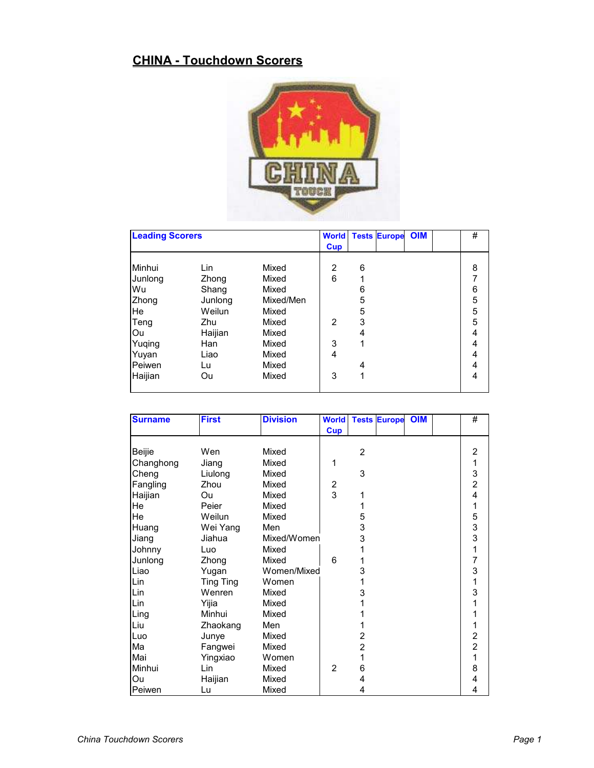# CHINA - Touchdown Scorers

| Leading Scorers | | | World Cup | Tests | Europe | OIM | | # |
|---|---|---|---|---|---|---|---|---|
| Minhui | Lin | Mixed | 2 | 6 | | | | 8 |
| Junlong | Zhong | Mixed | 6 | 1 | | | | 7 |
| Wu | Shang | Mixed | | 6 | | | | 6 |
| Zhong | Junlong | Mixed/Men | | 5 | | | | 5 |
| He | Weilun | Mixed | | 5 | | | | 5 |
| Teng | Zhu | Mixed | 2 | 3 | | | | 5 |
| Ou | Haijian | Mixed | | 4 | | | | 4 |
| Yuqing | Han | Mixed | 3 | 1 | | | | 4 |
| Yuyan | Liao | Mixed | 4 | | | | | 4 |
| Peiwen | Lu | Mixed | | 4 | | | | 4 |
| Haijian | Ou | Mixed | 3 | 1 | | | | 4 |

| Surname | First | Division | World Cup | Tests | Europe | OIM | | # |
|---|---|---|---|---|---|---|---|---|
| Beijie | Wen | Mixed | | 2 | | | | 2 |
| Changhong | Jiang | Mixed | 1 | | | | | 1 |
| Cheng | Liulong | Mixed | | 3 | | | | 3 |
| Fangling | Zhou | Mixed | 2 | | | | | 2 |
| Haijian | Ou | Mixed | 3 | 1 | | | | 4 |
| He | Peier | Mixed | | 1 | | | | 1 |
| He | Weilun | Mixed | | 5 | | | | 5 |
| Huang | Wei Yang | Men | | 3 | | | | 3 |
| Jiang | Jiahua | Mixed/Women | | 3 | | | | 3 |
| Johnny | Luo | Mixed | | 1 | | | | 1 |
| Junlong | Zhong | Mixed | 6 | 1 | | | | 7 |
| Liao | Yugan | Women/Mixed | | 3 | | | | 3 |
| Lin | Ting Ting | Women | | 1 | | | | 1 |
| Lin | Wenren | Mixed | | 3 | | | | 3 |
| Lin | Yijia | Mixed | | 1 | | | | 1 |
| Ling | Minhui | Mixed | | 1 | | | | 1 |
| Liu | Zhaokang | Men | | 1 | | | | 1 |
| Luo | Junye | Mixed | | 2 | | | | 2 |
| Ma | Fangwei | Mixed | | 2 | | | | 2 |
| Mai | Yingxiao | Women | | 1 | | | | 1 |
| Minhui | Lin | Mixed | 2 | 6 | | | | 8 |
| Ou | Haijian | Mixed | | 4 | | | | 4 |
| Peiwen | Lu | Mixed | | 4 | | | | 4 |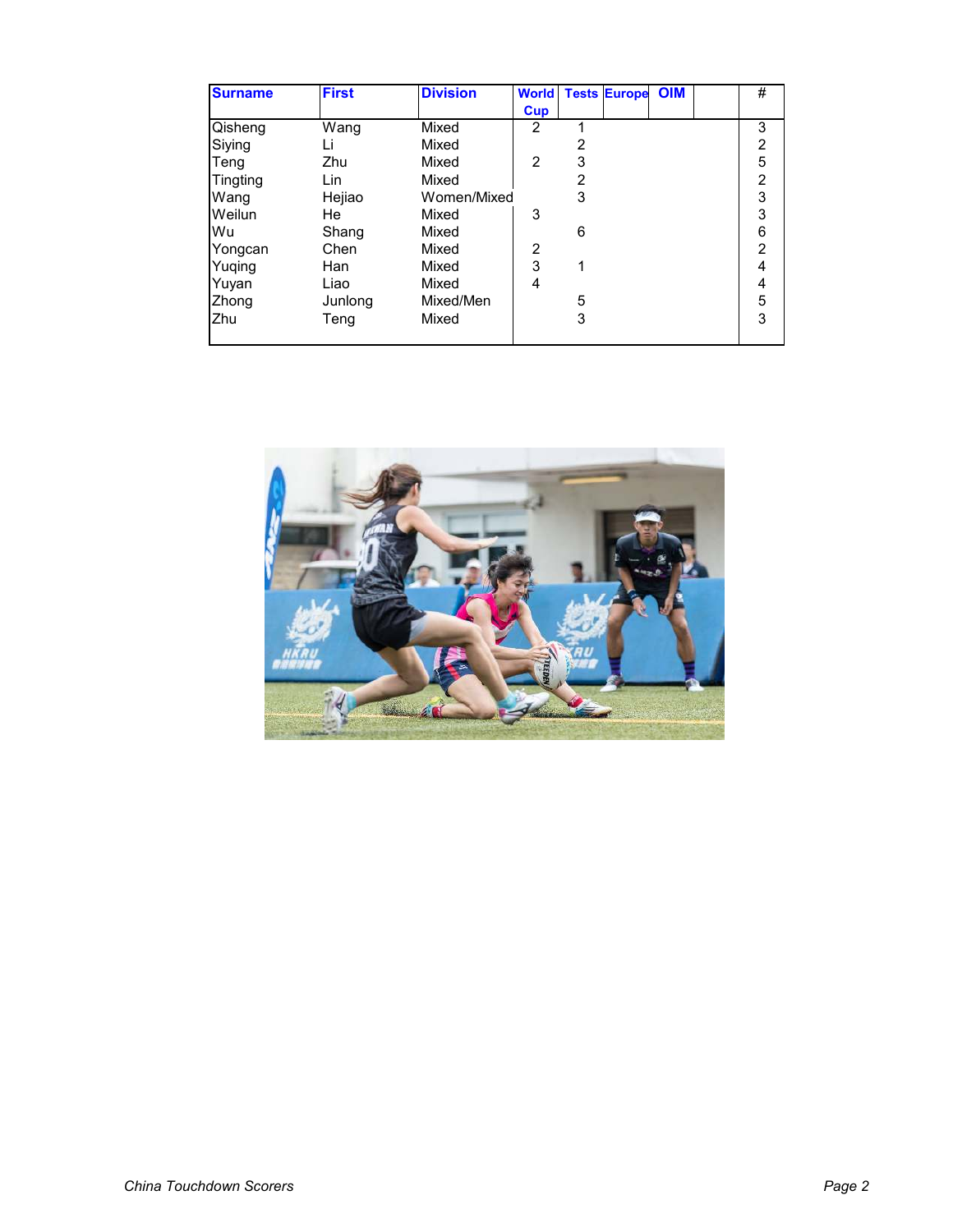| Surname | First | Division | World Cup | Tests | Europe | OIM | | # |
|---|---|---|---|---|---|---|---|---|
| Qisheng | Wang | Mixed | 2 | 1 | | | | 3 |
| Siying | Li | Mixed | | 2 | | | | 2 |
| Teng | Zhu | Mixed | 2 | 3 | | | | 5 |
| Tingting | Lin | Mixed | | 2 | | | | 2 |
| Wang | Hejiao | Women/Mixed | | 3 | | | | 3 |
| Weilun | He | Mixed | 3 | | | | | 3 |
| Wu | Shang | Mixed | | 6 | | | | 6 |
| Yongcan | Chen | Mixed | 2 | | | | | 2 |
| Yuqing | Han | Mixed | 3 | 1 | | | | 4 |
| Yuyan | Liao | Mixed | 4 | | | | | 4 |
| Zhong | Junlong | Mixed/Men | | 5 | | | | 5 |
| Zhu | Teng | Mixed | | 3 | | | | 3 |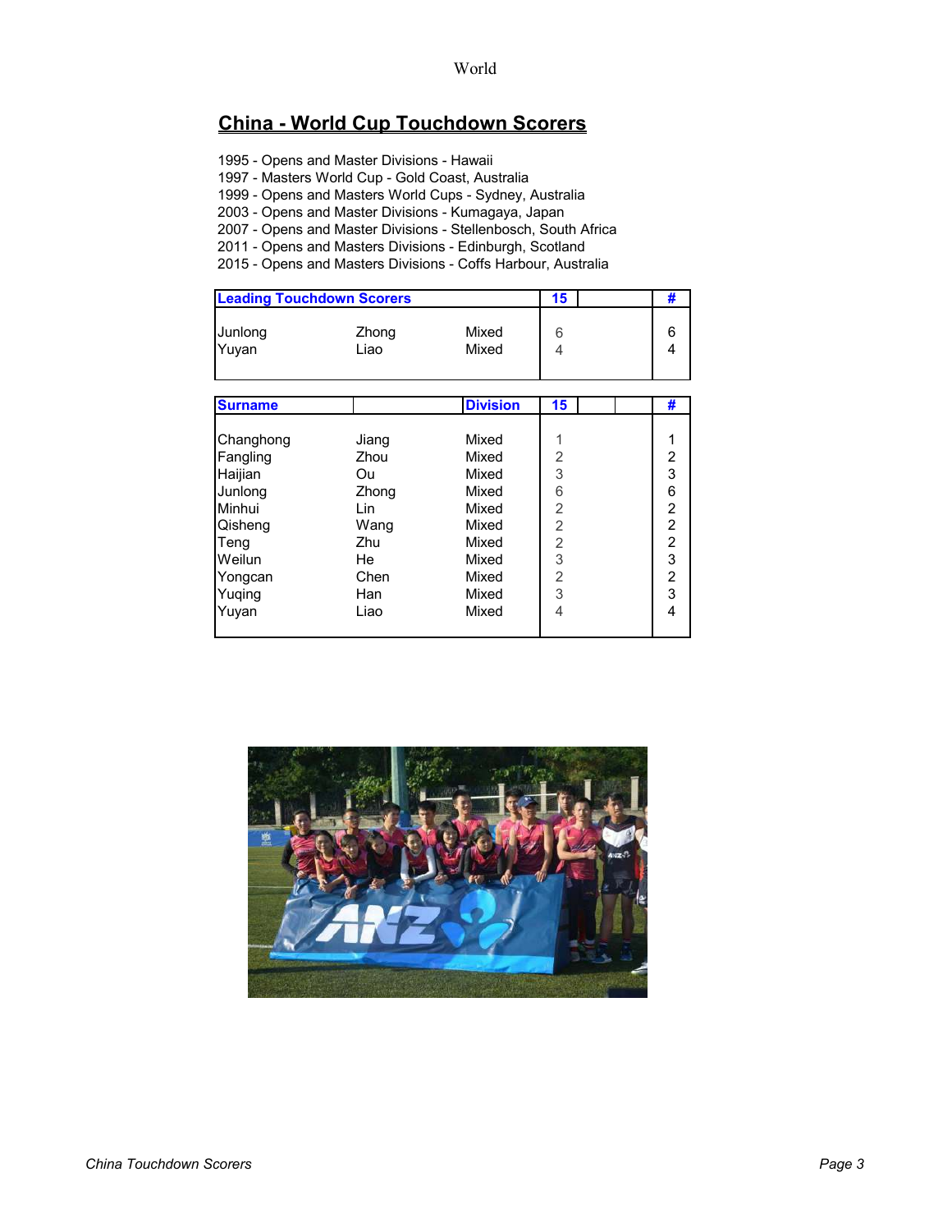## China - World Cup Touchdown Scorers

1995 - Opens and Master Divisions - Hawaii
1997 - Masters World Cup - Gold Coast, Australia
1999 - Opens and Masters World Cups - Sydney, Australia
2003 - Opens and Master Divisions - Kumagaya, Japan
2007 - Opens and Master Divisions - Stellenbosch, South Africa
2011 - Opens and Masters Divisions - Edinburgh, Scotland
2015 - Opens and Masters Divisions - Coffs Harbour, Australia

| Leading Touchdown Scorers | | | 15 | | # |
|---|---|---|---|---|---|
| Junlong | Zhong | Mixed | 6 | | 6 |
| Yuyan | Liao | Mixed | 4 | | 4 |

| Surname | | Division | 15 | | | # |
|---|---|---|---|---|---|---|
| Changhong | Jiang | Mixed | 1 | | | 1 |
| Fangling | Zhou | Mixed | 2 | | | 2 |
| Haijian | Ou | Mixed | 3 | | | 3 |
| Junlong | Zhong | Mixed | 6 | | | 6 |
| Minhui | Lin | Mixed | 2 | | | 2 |
| Qisheng | Wang | Mixed | 2 | | | 2 |
| Teng | Zhu | Mixed | 2 | | | 2 |
| Weilun | He | Mixed | 3 | | | 3 |
| Yongcan | Chen | Mixed | 2 | | | 2 |
| Yuqing | Han | Mixed | 3 | | | 3 |
| Yuyan | Liao | Mixed | 4 | | | 4 |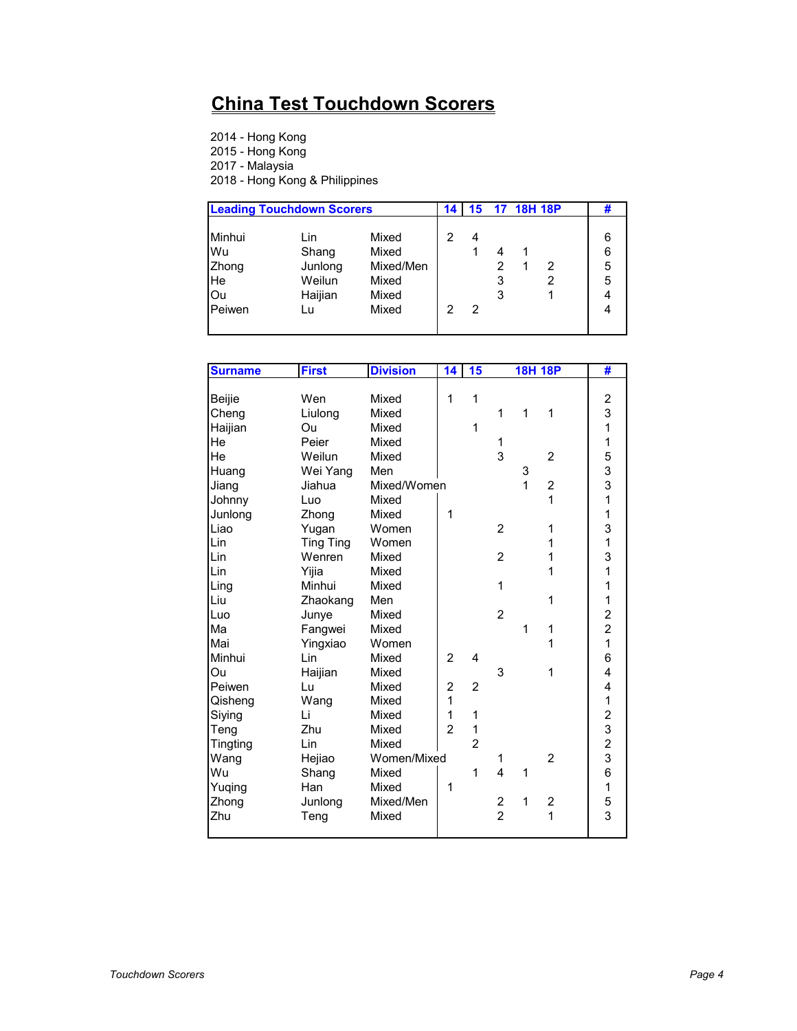# China Test Touchdown Scorers

2014 - Hong Kong
2015 - Hong Kong
2017 - Malaysia
2018 - Hong Kong & Philippines

| Leading Touchdown Scorers | | | 14 | 15 | 17 | 18H | 18P | # |
|---|---|---|---|---|---|---|---|---|
| Minhui | Lin | Mixed | 2 | 4 | | | | 6 |
| Wu | Shang | Mixed | | 1 | 4 | 1 | | 6 |
| Zhong | Junlong | Mixed/Men | | | 2 | 1 | 2 | 5 |
| He | Weilun | Mixed | | | 3 | | 2 | 5 |
| Ou | Haijian | Mixed | | | 3 | | 1 | 4 |
| Peiwen | Lu | Mixed | 2 | 2 | | | | 4 |

| Surname | First | Division | 14 | 15 | | 18H | 18P | # |
|---|---|---|---|---|---|---|---|---|
| Beijie | Wen | Mixed | 1 | 1 | | | | 2 |
| Cheng | Liulong | Mixed | | | 1 | 1 | 1 | 3 |
| Haijian | Ou | Mixed | | 1 | | | | 1 |
| He | Peier | Mixed | | | 1 | | | 1 |
| He | Weilun | Mixed | | | 3 | | 2 | 5 |
| Huang | Wei Yang | Men | | | | 3 | | 3 |
| Jiang | Jiahua | Mixed/Women | | | | 1 | 2 | 3 |
| Johnny | Luo | Mixed | | | | | 1 | 1 |
| Junlong | Zhong | Mixed | 1 | | | | | 1 |
| Liao | Yugan | Women | | | 2 | | 1 | 3 |
| Lin | Ting Ting | Women | | | | | 1 | 1 |
| Lin | Wenren | Mixed | | | 2 | | 1 | 3 |
| Lin | Yijia | Mixed | | | | | 1 | 1 |
| Ling | Minhui | Mixed | | | 1 | | | 1 |
| Liu | Zhaokang | Men | | | | | 1 | 1 |
| Luo | Junye | Mixed | | | 2 | | | 2 |
| Ma | Fangwei | Mixed | | | | 1 | 1 | 2 |
| Mai | Yingxiao | Women | | | | | 1 | 1 |
| Minhui | Lin | Mixed | 2 | 4 | | | | 6 |
| Ou | Haijian | Mixed | | | 3 | | 1 | 4 |
| Peiwen | Lu | Mixed | 2 | 2 | | | | 4 |
| Qisheng | Wang | Mixed | 1 | | | | | 1 |
| Siying | Li | Mixed | 1 | 1 | | | | 2 |
| Teng | Zhu | Mixed | 2 | 1 | | | | 3 |
| Tingting | Lin | Mixed | | 2 | | | | 2 |
| Wang | Hejiao | Women/Mixed | | | 1 | | 2 | 3 |
| Wu | Shang | Mixed | | 1 | 4 | 1 | | 6 |
| Yuqing | Han | Mixed | 1 | | | | | 1 |
| Zhong | Junlong | Mixed/Men | | | 2 | 1 | 2 | 5 |
| Zhu | Teng | Mixed | | | 2 | | 1 | 3 |